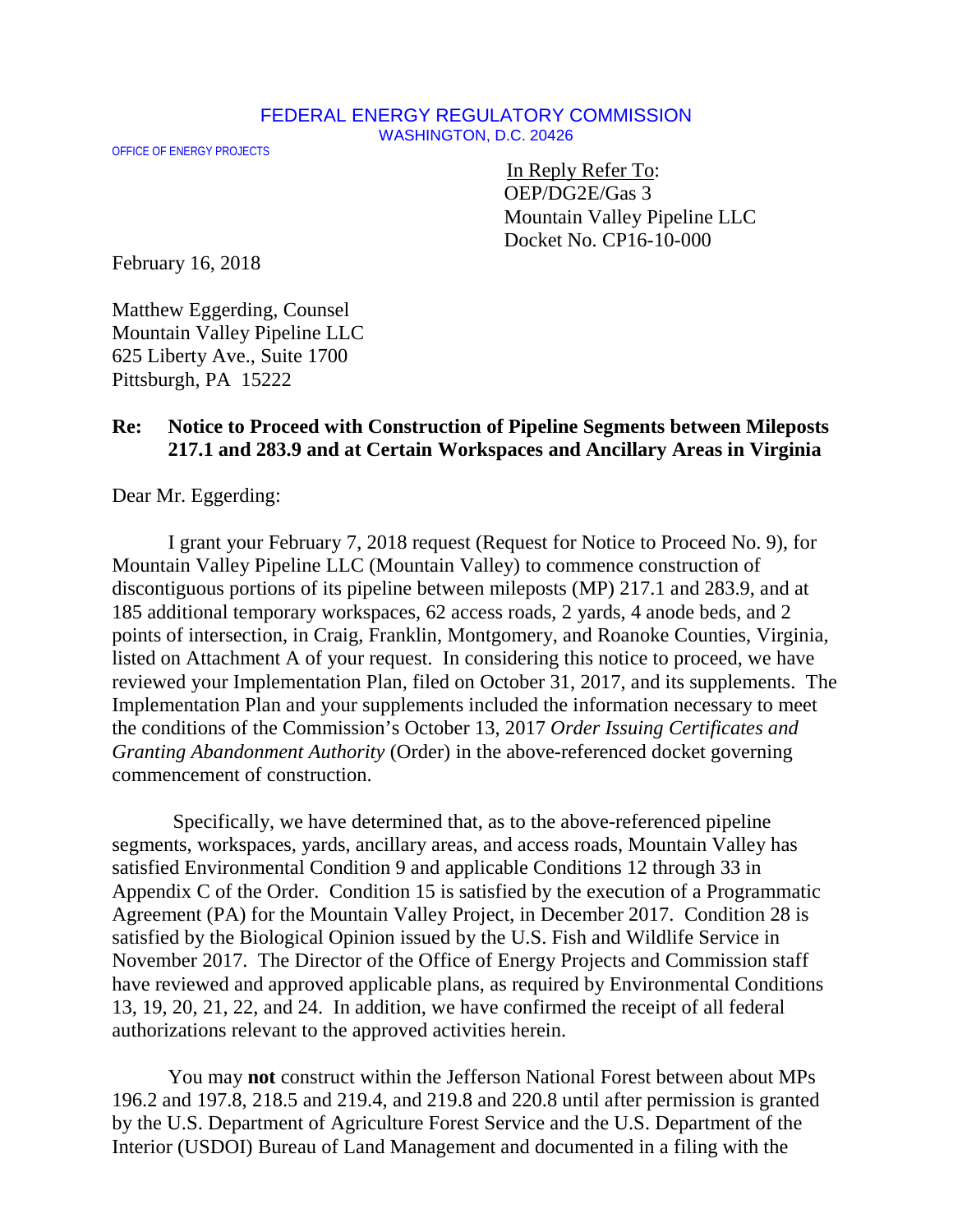FEDERAL ENERGY REGULATORY COMMISSION
WASHINGTON, D.C. 20426

OFFICE OF ENERGY PROJECTS

In Reply Refer To:
OEP/DG2E/Gas 3
Mountain Valley Pipeline LLC
Docket No. CP16-10-000

February 16, 2018

Matthew Eggerding, Counsel
Mountain Valley Pipeline LLC
625 Liberty Ave., Suite 1700
Pittsburgh, PA 15222

**Re: Notice to Proceed with Construction of Pipeline Segments between Mileposts 217.1 and 283.9 and at Certain Workspaces and Ancillary Areas in Virginia**

Dear Mr. Eggerding:

I grant your February 7, 2018 request (Request for Notice to Proceed No. 9), for Mountain Valley Pipeline LLC (Mountain Valley) to commence construction of discontiguous portions of its pipeline between mileposts (MP) 217.1 and 283.9, and at 185 additional temporary workspaces, 62 access roads, 2 yards, 4 anode beds, and 2 points of intersection, in Craig, Franklin, Montgomery, and Roanoke Counties, Virginia, listed on Attachment A of your request. In considering this notice to proceed, we have reviewed your Implementation Plan, filed on October 31, 2017, and its supplements. The Implementation Plan and your supplements included the information necessary to meet the conditions of the Commission's October 13, 2017 *Order Issuing Certificates and Granting Abandonment Authority* (Order) in the above-referenced docket governing commencement of construction.

Specifically, we have determined that, as to the above-referenced pipeline segments, workspaces, yards, ancillary areas, and access roads, Mountain Valley has satisfied Environmental Condition 9 and applicable Conditions 12 through 33 in Appendix C of the Order. Condition 15 is satisfied by the execution of a Programmatic Agreement (PA) for the Mountain Valley Project, in December 2017. Condition 28 is satisfied by the Biological Opinion issued by the U.S. Fish and Wildlife Service in November 2017. The Director of the Office of Energy Projects and Commission staff have reviewed and approved applicable plans, as required by Environmental Conditions 13, 19, 20, 21, 22, and 24. In addition, we have confirmed the receipt of all federal authorizations relevant to the approved activities herein.

You may **not** construct within the Jefferson National Forest between about MPs 196.2 and 197.8, 218.5 and 219.4, and 219.8 and 220.8 until after permission is granted by the U.S. Department of Agriculture Forest Service and the U.S. Department of the Interior (USDOI) Bureau of Land Management and documented in a filing with the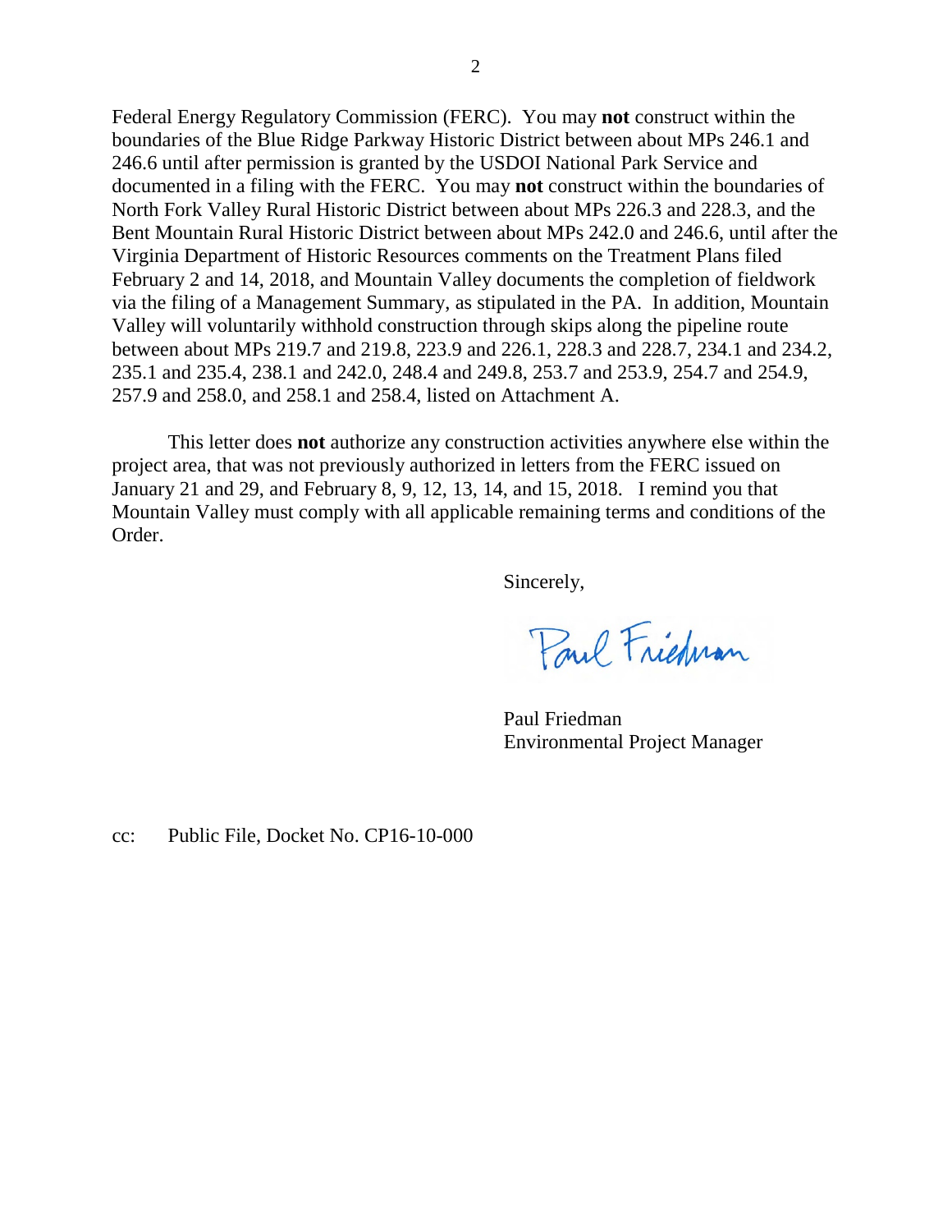Federal Energy Regulatory Commission (FERC). You may **not** construct within the boundaries of the Blue Ridge Parkway Historic District between about MPs 246.1 and 246.6 until after permission is granted by the USDOI National Park Service and documented in a filing with the FERC. You may **not** construct within the boundaries of North Fork Valley Rural Historic District between about MPs 226.3 and 228.3, and the Bent Mountain Rural Historic District between about MPs 242.0 and 246.6, until after the Virginia Department of Historic Resources comments on the Treatment Plans filed February 2 and 14, 2018, and Mountain Valley documents the completion of fieldwork via the filing of a Management Summary, as stipulated in the PA. In addition, Mountain Valley will voluntarily withhold construction through skips along the pipeline route between about MPs 219.7 and 219.8, 223.9 and 226.1, 228.3 and 228.7, 234.1 and 234.2, 235.1 and 235.4, 238.1 and 242.0, 248.4 and 249.8, 253.7 and 253.9, 254.7 and 254.9, 257.9 and 258.0, and 258.1 and 258.4, listed on Attachment A.

This letter does **not** authorize any construction activities anywhere else within the project area, that was not previously authorized in letters from the FERC issued on January 21 and 29, and February 8, 9, 12, 13, 14, and 15, 2018. I remind you that Mountain Valley must comply with all applicable remaining terms and conditions of the Order.

Sincerely,

Paul Friedman

Paul Friedman
Environmental Project Manager

cc: Public File, Docket No. CP16-10-000